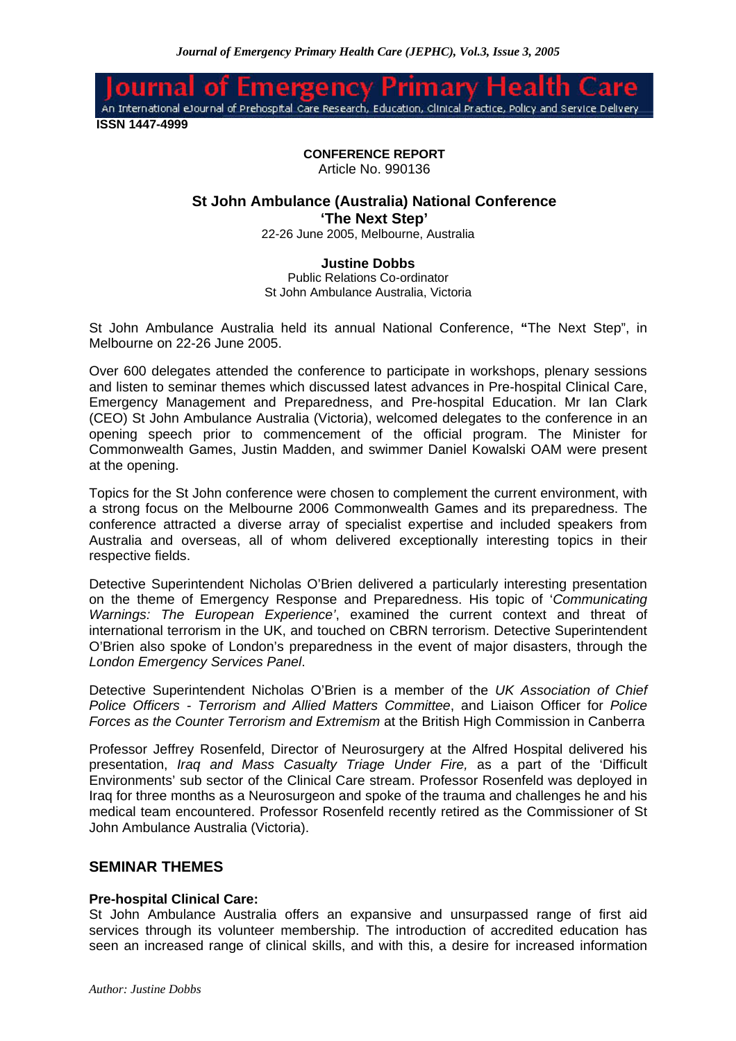**ISSN 1447-4999**

**CONFERENCE REPORT**
Article No. 990136

## St John Ambulance (Australia) National Conference 'The Next Step'

22-26 June 2005, Melbourne, Australia

**Justine Dobbs**
Public Relations Co-ordinator
St John Ambulance Australia, Victoria

St John Ambulance Australia held its annual National Conference, **"**The Next Step", in Melbourne on 22-26 June 2005.

Over 600 delegates attended the conference to participate in workshops, plenary sessions and listen to seminar themes which discussed latest advances in Pre-hospital Clinical Care, Emergency Management and Preparedness, and Pre-hospital Education. Mr Ian Clark (CEO) St John Ambulance Australia (Victoria), welcomed delegates to the conference in an opening speech prior to commencement of the official program. The Minister for Commonwealth Games, Justin Madden, and swimmer Daniel Kowalski OAM were present at the opening.

Topics for the St John conference were chosen to complement the current environment, with a strong focus on the Melbourne 2006 Commonwealth Games and its preparedness. The conference attracted a diverse array of specialist expertise and included speakers from Australia and overseas, all of whom delivered exceptionally interesting topics in their respective fields.

Detective Superintendent Nicholas O'Brien delivered a particularly interesting presentation on the theme of Emergency Response and Preparedness. His topic of '*Communicating Warnings: The European Experience'*, examined the current context and threat of international terrorism in the UK, and touched on CBRN terrorism. Detective Superintendent O'Brien also spoke of London's preparedness in the event of major disasters, through the *London Emergency Services Panel*.

Detective Superintendent Nicholas O'Brien is a member of the *UK Association of Chief Police Officers - Terrorism and Allied Matters Committee*, and Liaison Officer for *Police Forces as the Counter Terrorism and Extremism* at the British High Commission in Canberra

Professor Jeffrey Rosenfeld, Director of Neurosurgery at the Alfred Hospital delivered his presentation, *Iraq and Mass Casualty Triage Under Fire,* as a part of the 'Difficult Environments' sub sector of the Clinical Care stream. Professor Rosenfeld was deployed in Iraq for three months as a Neurosurgeon and spoke of the trauma and challenges he and his medical team encountered. Professor Rosenfeld recently retired as the Commissioner of St John Ambulance Australia (Victoria).

## SEMINAR THEMES

**Pre-hospital Clinical Care:**
St John Ambulance Australia offers an expansive and unsurpassed range of first aid services through its volunteer membership. The introduction of accredited education has seen an increased range of clinical skills, and with this, a desire for increased information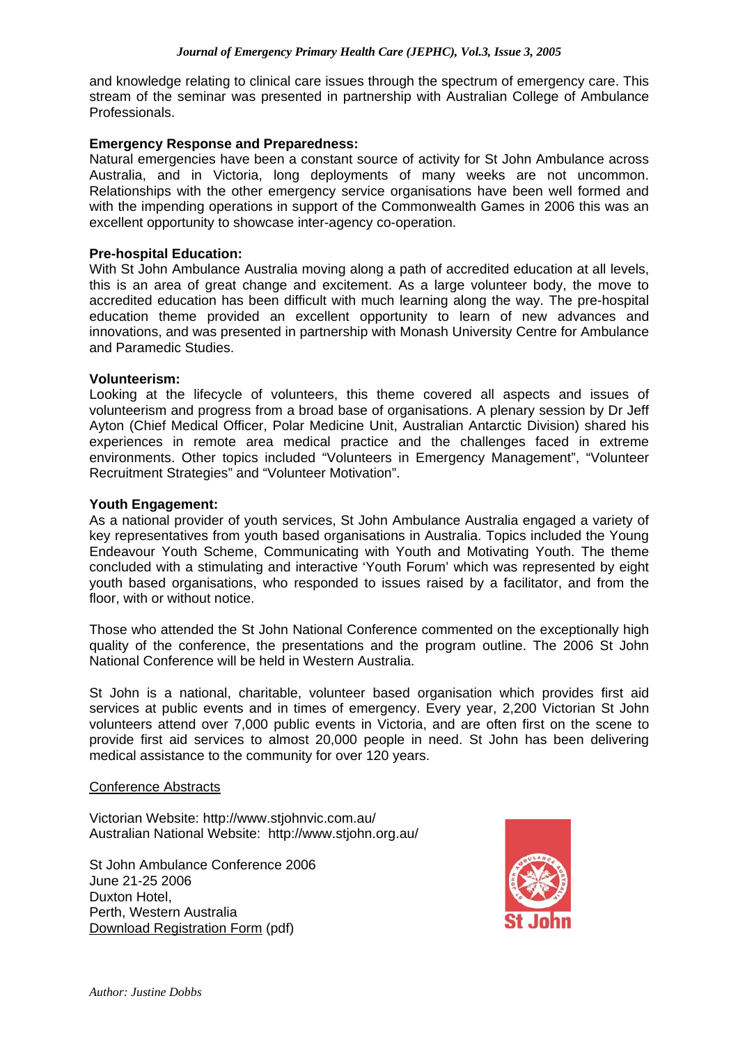and knowledge relating to clinical care issues through the spectrum of emergency care. This stream of the seminar was presented in partnership with Australian College of Ambulance Professionals.

**Emergency Response and Preparedness:**
Natural emergencies have been a constant source of activity for St John Ambulance across Australia, and in Victoria, long deployments of many weeks are not uncommon. Relationships with the other emergency service organisations have been well formed and with the impending operations in support of the Commonwealth Games in 2006 this was an excellent opportunity to showcase inter-agency co-operation.

**Pre-hospital Education:**
With St John Ambulance Australia moving along a path of accredited education at all levels, this is an area of great change and excitement. As a large volunteer body, the move to accredited education has been difficult with much learning along the way. The pre-hospital education theme provided an excellent opportunity to learn of new advances and innovations, and was presented in partnership with Monash University Centre for Ambulance and Paramedic Studies.

**Volunteerism:**
Looking at the lifecycle of volunteers, this theme covered all aspects and issues of volunteerism and progress from a broad base of organisations. A plenary session by Dr Jeff Ayton (Chief Medical Officer, Polar Medicine Unit, Australian Antarctic Division) shared his experiences in remote area medical practice and the challenges faced in extreme environments. Other topics included "Volunteers in Emergency Management", "Volunteer Recruitment Strategies" and "Volunteer Motivation".

**Youth Engagement:**
As a national provider of youth services, St John Ambulance Australia engaged a variety of key representatives from youth based organisations in Australia. Topics included the Young Endeavour Youth Scheme, Communicating with Youth and Motivating Youth. The theme concluded with a stimulating and interactive 'Youth Forum' which was represented by eight youth based organisations, who responded to issues raised by a facilitator, and from the floor, with or without notice.

Those who attended the St John National Conference commented on the exceptionally high quality of the conference, the presentations and the program outline. The 2006 St John National Conference will be held in Western Australia.

St John is a national, charitable, volunteer based organisation which provides first aid services at public events and in times of emergency. Every year, 2,200 Victorian St John volunteers attend over 7,000 public events in Victoria, and are often first on the scene to provide first aid services to almost 20,000 people in need. St John has been delivering medical assistance to the community for over 120 years.

Conference Abstracts

Victorian Website: http://www.stjohnvic.com.au/
Australian National Website: http://www.stjohn.org.au/

St John Ambulance Conference 2006
June 21-25 2006
Duxton Hotel,
Perth, Western Australia
Download Registration Form (pdf)

St John

*Author: Justine Dobbs*